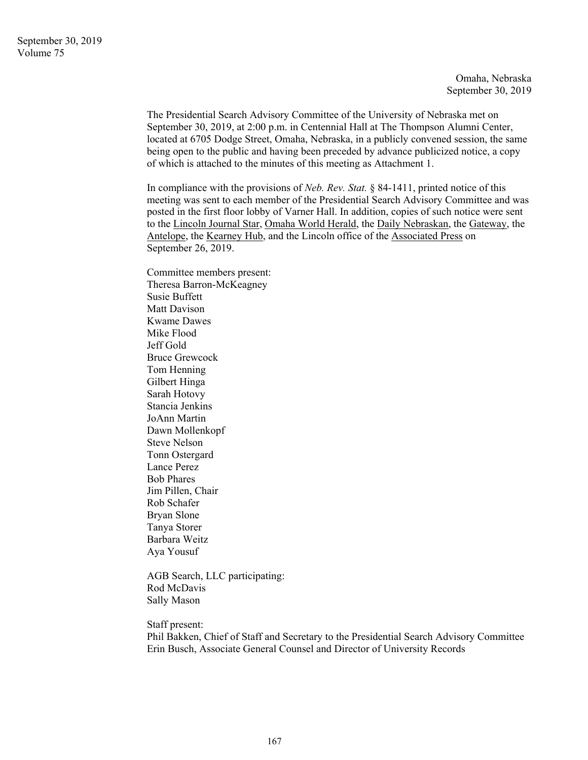Omaha, Nebraska
September 30, 2019

The Presidential Search Advisory Committee of the University of Nebraska met on September 30, 2019, at 2:00 p.m. in Centennial Hall at The Thompson Alumni Center, located at 6705 Dodge Street, Omaha, Nebraska, in a publicly convened session, the same being open to the public and having been preceded by advance publicized notice, a copy of which is attached to the minutes of this meeting as Attachment 1.

In compliance with the provisions of *Neb. Rev. Stat.* § 84-1411, printed notice of this meeting was sent to each member of the Presidential Search Advisory Committee and was posted in the first floor lobby of Varner Hall. In addition, copies of such notice were sent to the Lincoln Journal Star, Omaha World Herald, the Daily Nebraskan, the Gateway, the Antelope, the Kearney Hub, and the Lincoln office of the Associated Press on September 26, 2019.

Committee members present:
Theresa Barron-McKeagney
Susie Buffett
Matt Davison
Kwame Dawes
Mike Flood
Jeff Gold
Bruce Grewcock
Tom Henning
Gilbert Hinga
Sarah Hotovy
Stancia Jenkins
JoAnn Martin
Dawn Mollenkopf
Steve Nelson
Tonn Ostergard
Lance Perez
Bob Phares
Jim Pillen, Chair
Rob Schafer
Bryan Slone
Tanya Storer
Barbara Weitz
Aya Yousuf

AGB Search, LLC participating:
Rod McDavis
Sally Mason

Staff present:
Phil Bakken, Chief of Staff and Secretary to the Presidential Search Advisory Committee
Erin Busch, Associate General Counsel and Director of University Records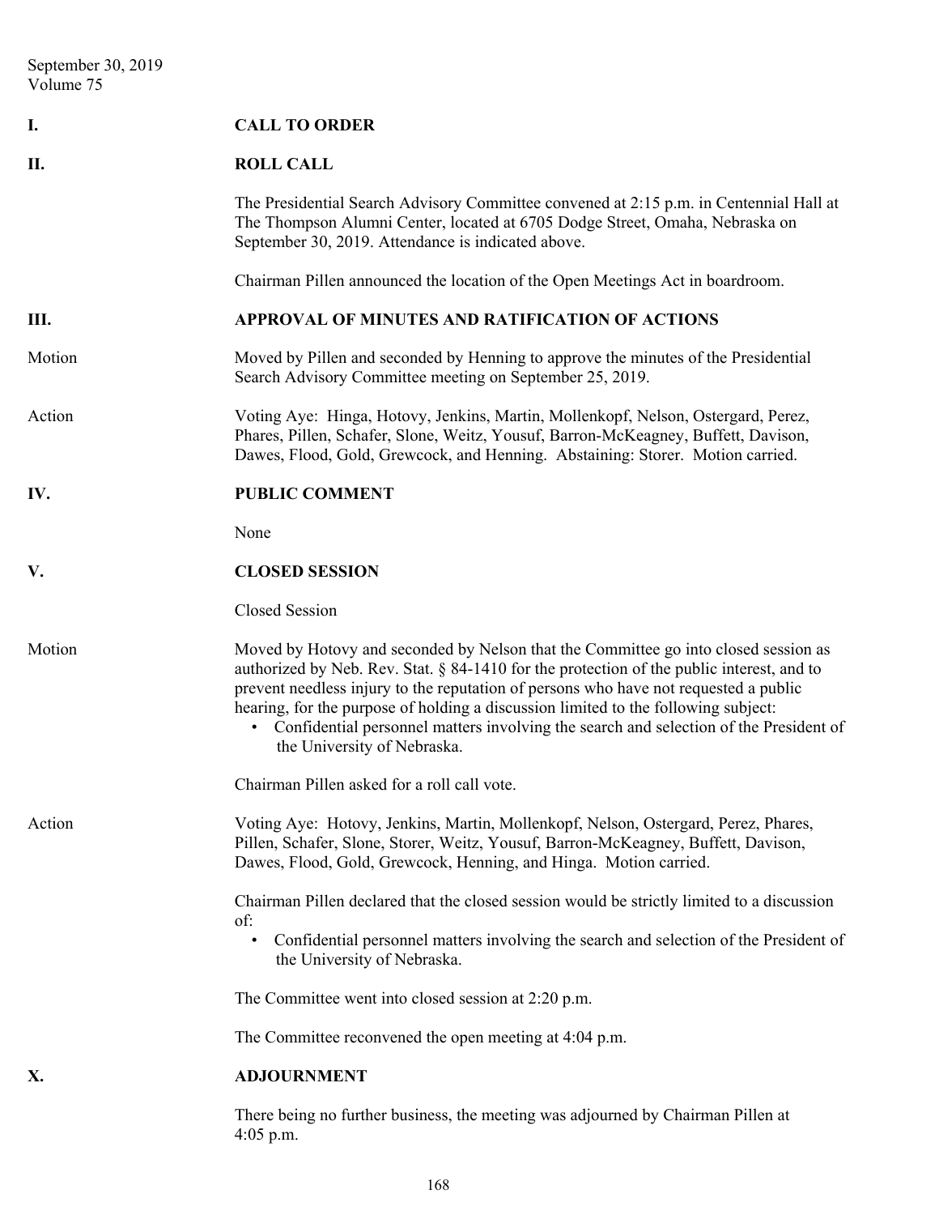September 30, 2019
Volume 75

## I. CALL TO ORDER

## II. ROLL CALL

The Presidential Search Advisory Committee convened at 2:15 p.m. in Centennial Hall at The Thompson Alumni Center, located at 6705 Dodge Street, Omaha, Nebraska on September 30, 2019. Attendance is indicated above.

Chairman Pillen announced the location of the Open Meetings Act in boardroom.

## III. APPROVAL OF MINUTES AND RATIFICATION OF ACTIONS

**Motion** — Moved by Pillen and seconded by Henning to approve the minutes of the Presidential Search Advisory Committee meeting on September 25, 2019.

**Action** — Voting Aye: Hinga, Hotovy, Jenkins, Martin, Mollenkopf, Nelson, Ostergard, Perez, Phares, Pillen, Schafer, Slone, Weitz, Yousuf, Barron-McKeagney, Buffett, Davison, Dawes, Flood, Gold, Grewcock, and Henning. Abstaining: Storer. Motion carried.

## IV. PUBLIC COMMENT

None

## V. CLOSED SESSION

Closed Session

**Motion** — Moved by Hotovy and seconded by Nelson that the Committee go into closed session as authorized by Neb. Rev. Stat. § 84-1410 for the protection of the public interest, and to prevent needless injury to the reputation of persons who have not requested a public hearing, for the purpose of holding a discussion limited to the following subject:

- Confidential personnel matters involving the search and selection of the President of the University of Nebraska.

Chairman Pillen asked for a roll call vote.

**Action** — Voting Aye: Hotovy, Jenkins, Martin, Mollenkopf, Nelson, Ostergard, Perez, Phares, Pillen, Schafer, Slone, Storer, Weitz, Yousuf, Barron-McKeagney, Buffett, Davison, Dawes, Flood, Gold, Grewcock, Henning, and Hinga. Motion carried.

Chairman Pillen declared that the closed session would be strictly limited to a discussion of:

- Confidential personnel matters involving the search and selection of the President of the University of Nebraska.

The Committee went into closed session at 2:20 p.m.

The Committee reconvened the open meeting at 4:04 p.m.

## X. ADJOURNMENT

There being no further business, the meeting was adjourned by Chairman Pillen at 4:05 p.m.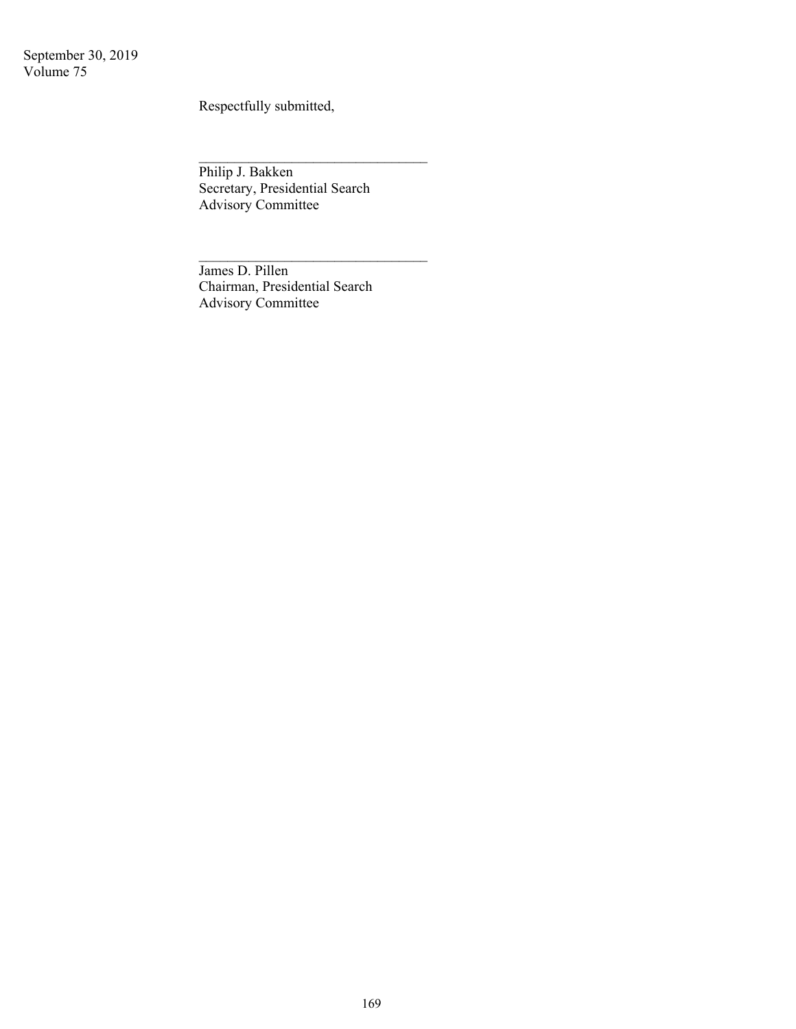Respectfully submitted,

\_\_\_\_\_\_\_\_\_\_\_\_\_\_\_\_\_\_\_\_\_\_\_\_\_\_\_\_\_\_\_\_

Philip J. Bakken
Secretary, Presidential Search
Advisory Committee

\_\_\_\_\_\_\_\_\_\_\_\_\_\_\_\_\_\_\_\_\_\_\_\_\_\_\_\_\_\_\_\_

James D. Pillen
Chairman, Presidential Search
Advisory Committee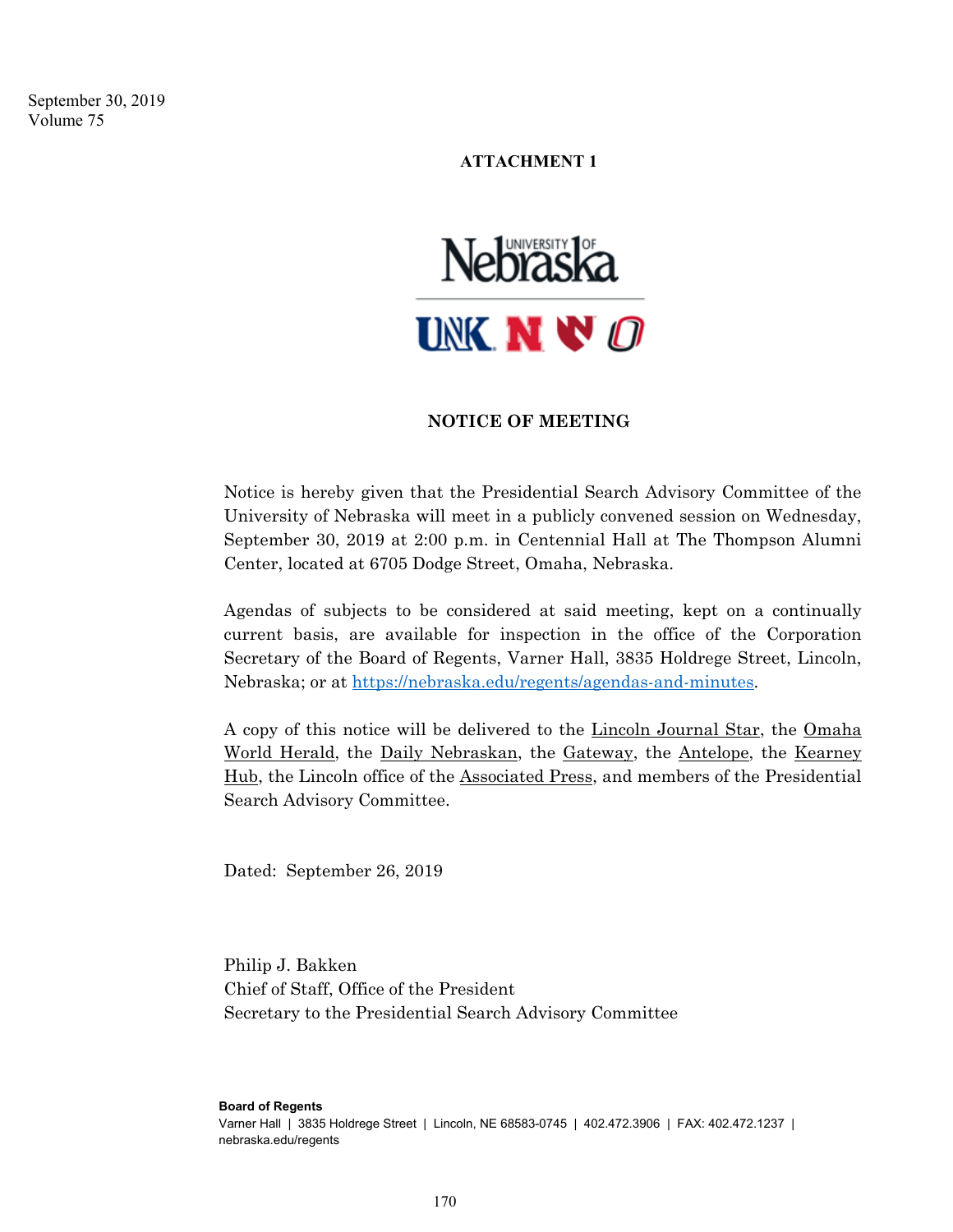**ATTACHMENT 1**

## NOTICE OF MEETING

Notice is hereby given that the Presidential Search Advisory Committee of the University of Nebraska will meet in a publicly convened session on Wednesday, September 30, 2019 at 2:00 p.m. in Centennial Hall at The Thompson Alumni Center, located at 6705 Dodge Street, Omaha, Nebraska.

Agendas of subjects to be considered at said meeting, kept on a continually current basis, are available for inspection in the office of the Corporation Secretary of the Board of Regents, Varner Hall, 3835 Holdrege Street, Lincoln, Nebraska; or at https://nebraska.edu/regents/agendas-and-minutes.

A copy of this notice will be delivered to the Lincoln Journal Star, the Omaha World Herald, the Daily Nebraskan, the Gateway, the Antelope, the Kearney Hub, the Lincoln office of the Associated Press, and members of the Presidential Search Advisory Committee.

Dated: September 26, 2019

Philip J. Bakken
Chief of Staff, Office of the President
Secretary to the Presidential Search Advisory Committee

**Board of Regents**
Varner Hall | 3835 Holdrege Street | Lincoln, NE 68583-0745 | 402.472.3906 | FAX: 402.472.1237 | nebraska.edu/regents